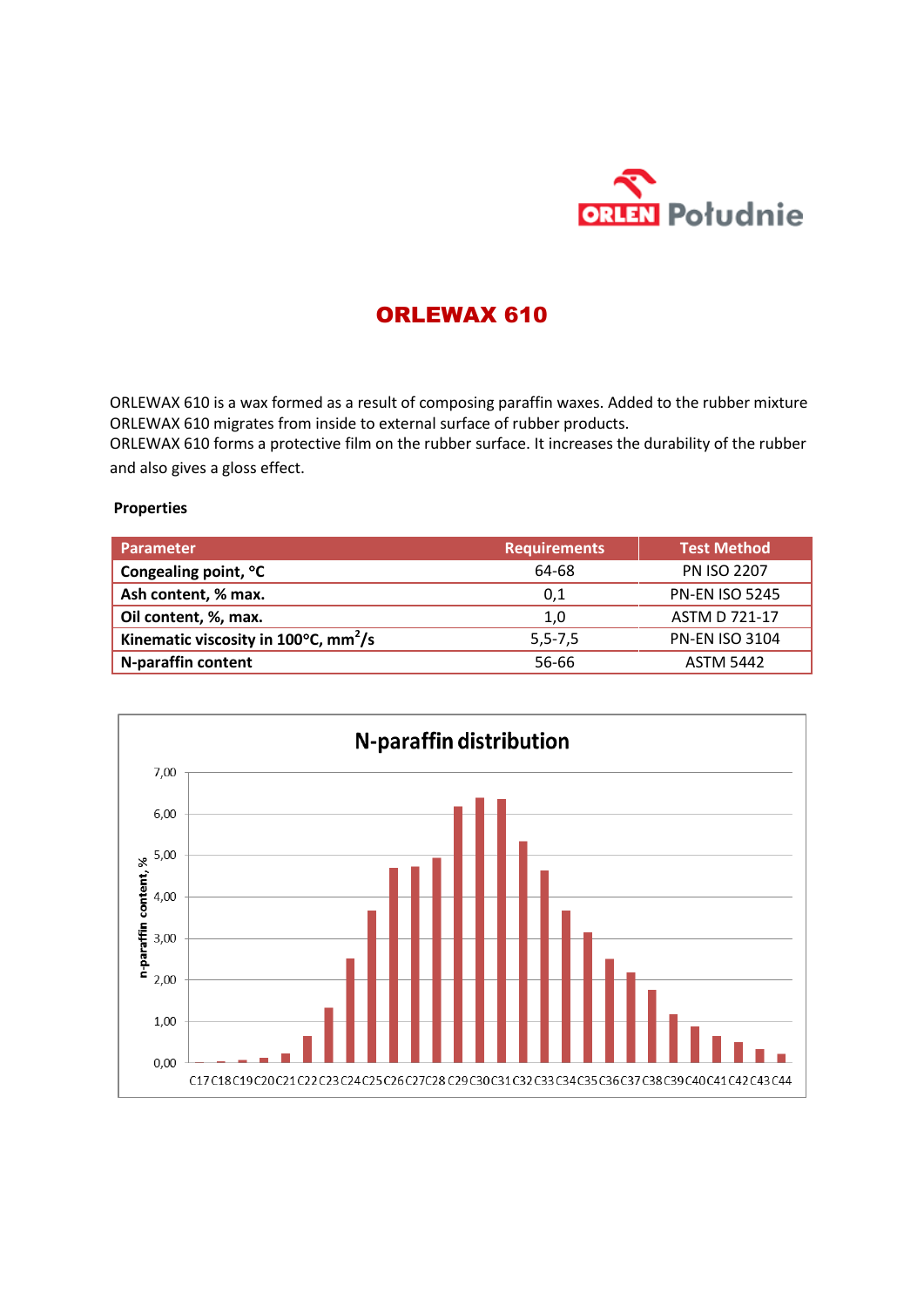# ORLEWAX 610

ORLEWAX 610 is a wax formed as a result of composing paraffin waxes. Added to the rubber mixture ORLEWAX 610 migrates from inside to external surface of rubber products.
ORLEWAX 610 forms a protective film on the rubber surface. It increases the durability of the rubber and also gives a gloss effect.

**Properties**

| Parameter | Requirements | Test Method |
|---|---|---|
| **Congealing point, °C** | 64-68 | PN ISO 2207 |
| **Ash content, % max.** | 0,1 | PN-EN ISO 5245 |
| **Oil content, %, max.** | 1,0 | ASTM D 721-17 |
| **Kinematic viscosity in 100°C, $mm^2/s$** | 5,5-7,5 | PN-EN ISO 3104 |
| **N-paraffin content** | 56-66 | ASTM 5442 |

**N-paraffin distribution**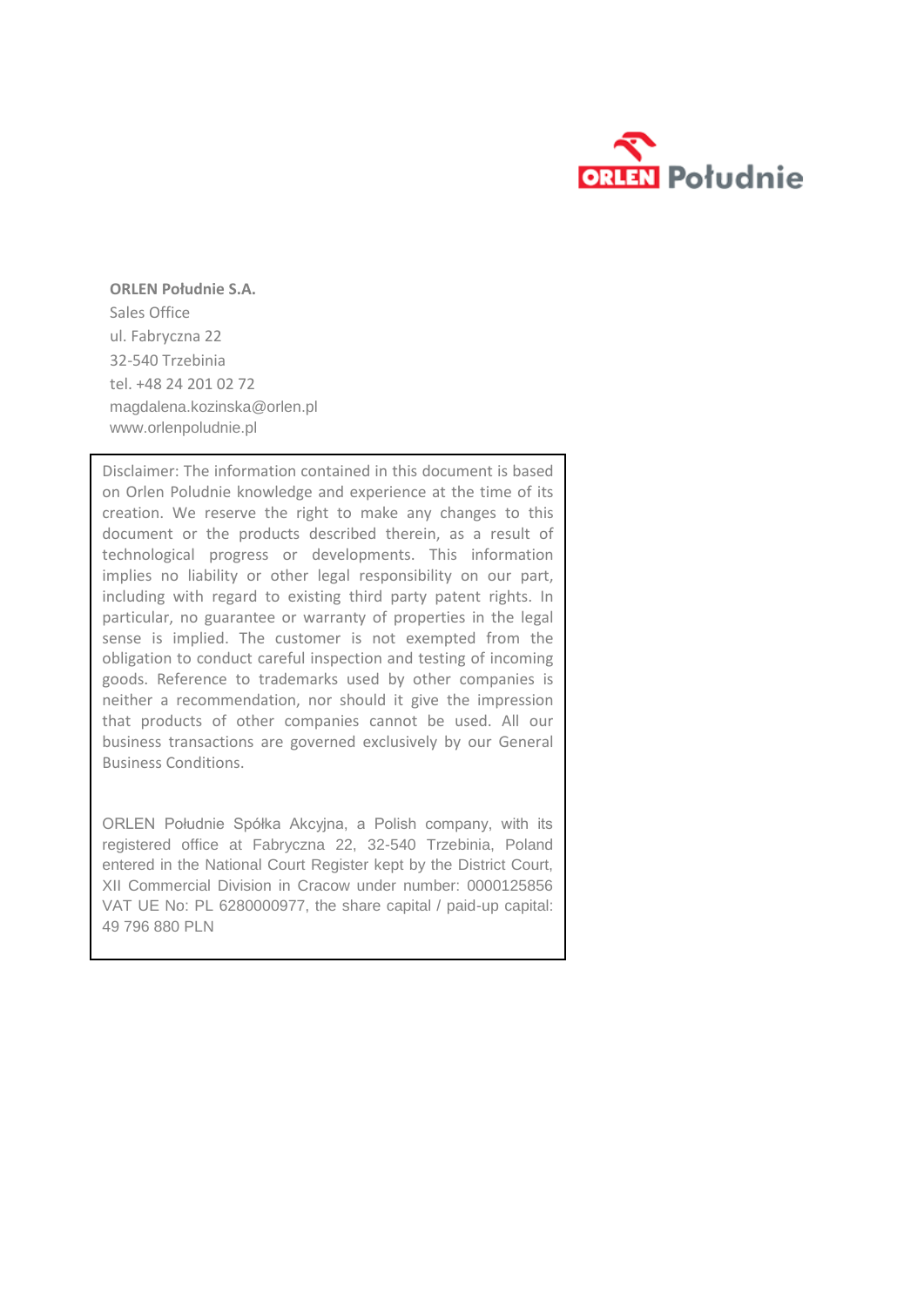ORLEN Południe

**ORLEN Południe S.A.**
Sales Office
ul. Fabryczna 22
32-540 Trzebinia
tel. +48 24 201 02 72
magdalena.kozinska@orlen.pl
www.orlenpoludnie.pl

Disclaimer: The information contained in this document is based on Orlen Poludnie knowledge and experience at the time of its creation. We reserve the right to make any changes to this document or the products described therein, as a result of technological progress or developments. This information implies no liability or other legal responsibility on our part, including with regard to existing third party patent rights. In particular, no guarantee or warranty of properties in the legal sense is implied. The customer is not exempted from the obligation to conduct careful inspection and testing of incoming goods. Reference to trademarks used by other companies is neither a recommendation, nor should it give the impression that products of other companies cannot be used. All our business transactions are governed exclusively by our General Business Conditions.

ORLEN Południe Spółka Akcyjna, a Polish company, with its registered office at Fabryczna 22, 32-540 Trzebinia, Poland entered in the National Court Register kept by the District Court, XII Commercial Division in Cracow under number: 0000125856 VAT UE No: PL 6280000977, the share capital / paid-up capital: 49 796 880 PLN